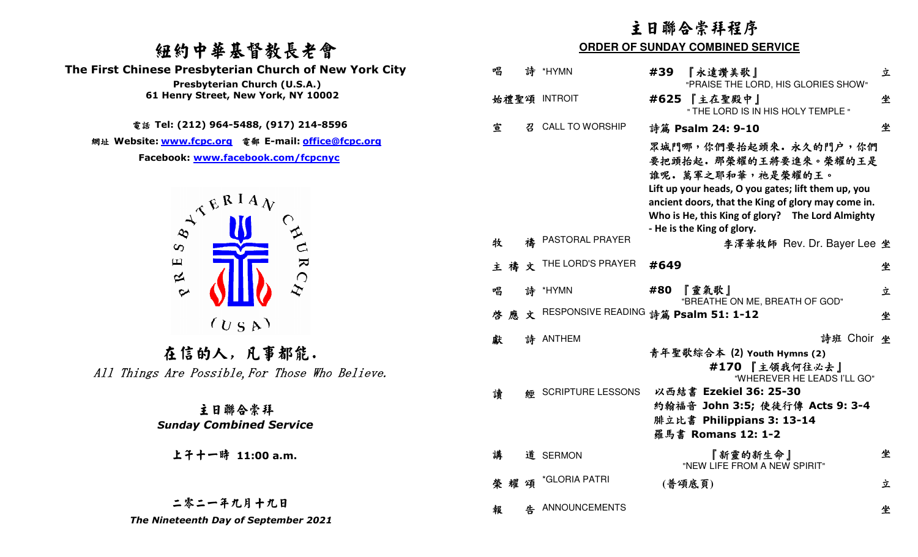# 紐約中華基督教長老會

**The First Chinese Presbyterian Church of New York City**

**Presbyterian Church (U.S.A.)**

**61 Henry Street, New York, NY 10002**

電話 **Tel: (212) 964-5488, (917) 214-8596**

網址 **Website: www.fcpc.org** 電郵 **E-mail: office@fcpc.org**

**Facebook: www.facebook.com/fcpcnyc**

PRESBYTERIAN CHURCH (USA)

## 在信的人，凡事都能.

*All Things Are Possible, For Those Who Believe.*

## 主日聯合崇拜

***Sunday Combined Service***

上午十一時 **11:00 a.m.**

二零二一年九月十九日

***The Nineteenth Day of September 2021***

# 主日聯合崇拜程序

**ORDER OF SUNDAY COMBINED SERVICE**

| | | | |
|---|---|---|---|
| 唱　詩 | *HYMN | **#39** 『永遠讚美歌』 "PRAISE THE LORD, HIS GLORIES SHOW" | 立 |
| 始禮聖頌 | INTROIT | **#625** 『主在聖殿中』 " THE LORD IS IN HIS HOLY TEMPLE " | 坐 |
| 宣　召 | CALL TO WORSHIP | 詩篇 **Psalm 24: 9-10** | 坐 |

眾城門哪，你們要抬起頭來．永久的門戶，你們要把頭抬起．那榮耀的王將要進來。榮耀的王是誰呢．萬軍之耶和華，祂是榮耀的王。

**Lift up your heads, O you gates; lift them up, you ancient doors, that the King of glory may come in. Who is He, this King of glory?　The Lord Almighty - He is the King of glory.**

| | | | |
|---|---|---|---|
| 牧　禱 | PASTORAL PRAYER | 李澤華牧師 Rev. Dr. Bayer Lee | 坐 |
| 主 禱 文 | THE LORD'S PRAYER | **#649** | 坐 |
| 唱　詩 | *HYMN | **#80** 『靈氣歌』 "BREATHE ON ME, BREATH OF GOD" | 立 |
| 啓 應 文 | RESPONSIVE READING | 詩篇 **Psalm 51: 1-12** | 坐 |
| 獻　詩 | ANTHEM | 詩班 Choir | 坐 |

青年聖歌綜合本 **(2) Youth Hymns (2)**

**#170** 『主領我何往必去』 "WHEREVER HE LEADS I'LL GO"

| | | | |
|---|---|---|---|
| 讀　經 | SCRIPTURE LESSONS | 以西結書 **Ezekiel 36: 25-30**<br>約翰福音 **John 3:5;** 使徒行傳 **Acts 9: 3-4**<br>腓立比書 **Philippians 3: 13-14**<br>羅馬書 **Romans 12: 1-2** | |
| 講　道 | SERMON | 『新靈的新生命』 "NEW LIFE FROM A NEW SPIRIT" | 坐 |
| 榮 耀 頌 | *GLORIA PATRI | (普頌底頁) | 立 |
| 報　告 | ANNOUNCEMENTS | | 坐 |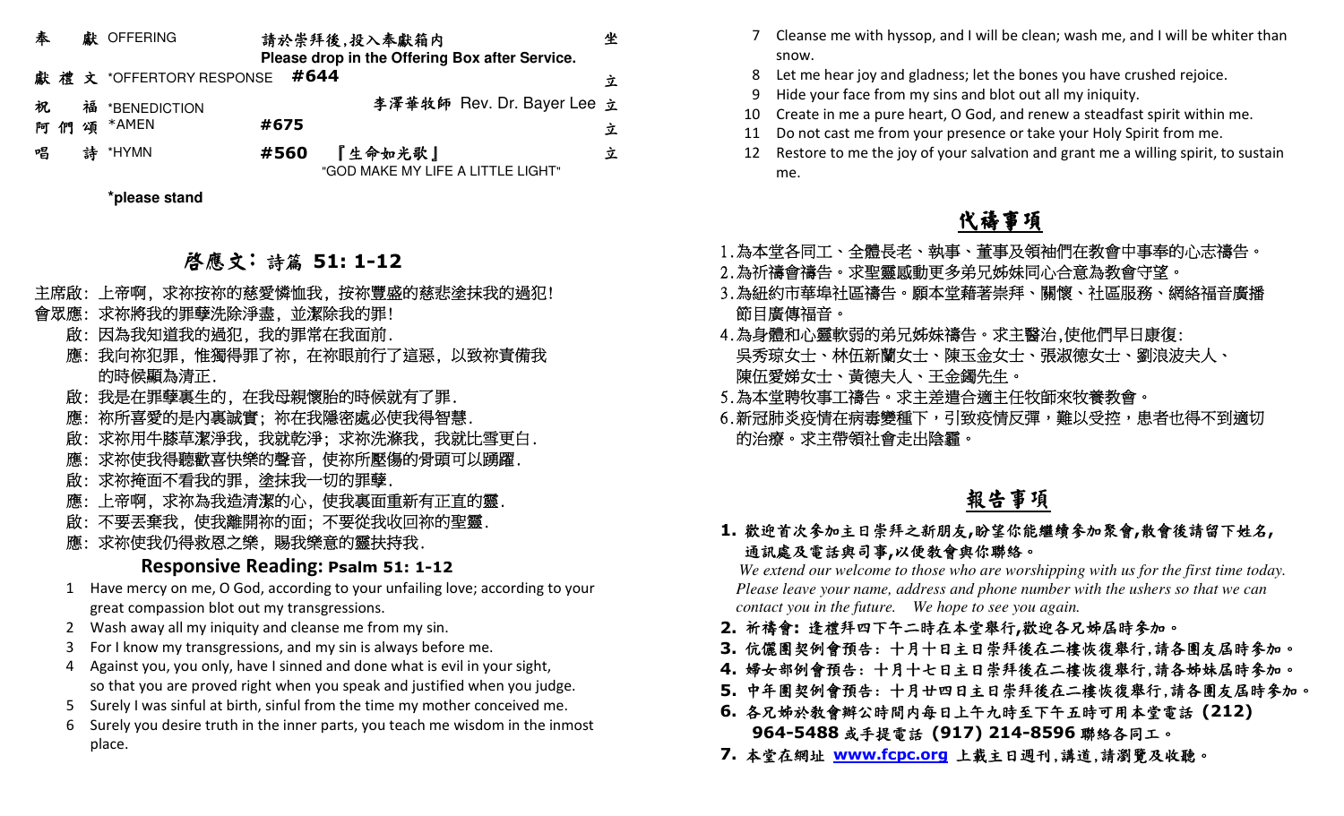| | | | |
|---|---|---|---|
| 奉　獻 | OFFERING | 請於崇拜後,投入奉獻箱內 Please drop in the Offering Box after Service. | 坐 |
| 獻禮文 | *OFFERTORY RESPONSE | #644 | 立 |
| 祝　福 | *BENEDICTION | 李澤華牧師 Rev. Dr. Bayer Lee | 立 |
| 阿們頌 | *AMEN | #675 | 立 |
| 唱　詩 | *HYMN | #560 『生命如光歌』 "GOD MAKE MY LIFE A LITTLE LIGHT" | 立 |

**\*please stand**

## 啟應文：詩篇 51: 1-12

主席啟: 上帝啊，求祢按祢的慈愛憐恤我，按祢豐盛的慈悲塗抹我的過犯!
會眾應: 求祢將我的罪孽洗除淨盡，並潔除我的罪!
啟: 因為我知道我的過犯，我的罪常在我面前.
應: 我向祢犯罪，惟獨得罪了祢，在祢眼前行了這惡，以致祢責備我的時候顯為清正.
啟: 我是在罪孽裏生的，在我母親懷胎的時候就有了罪.
應: 祢所喜愛的是內裏誠實；祢在我隱密處必使我得智慧.
啟: 求祢用牛膝草潔淨我，我就乾淨；求祢洗滌我，我就比雪更白.
應: 求祢使我得聽歡喜快樂的聲音，使祢所壓傷的骨頭可以踴躍.
啟: 求祢掩面不看我的罪，塗抹我一切的罪孽.
應: 上帝啊，求祢為我造清潔的心，使我裏面重新有正直的靈.
啟: 不要丟棄我，使我離開祢的面；不要從我收回祢的聖靈.
應: 求祢使我仍得救恩之樂，賜我樂意的靈扶持我.

### Responsive Reading: Psalm 51: 1-12

1. Have mercy on me, O God, according to your unfailing love; according to your great compassion blot out my transgressions.
2. Wash away all my iniquity and cleanse me from my sin.
3. For I know my transgressions, and my sin is always before me.
4. Against you, you only, have I sinned and done what is evil in your sight, so that you are proved right when you speak and justified when you judge.
5. Surely I was sinful at birth, sinful from the time my mother conceived me.
6. Surely you desire truth in the inner parts, you teach me wisdom in the inmost place.
7. Cleanse me with hyssop, and I will be clean; wash me, and I will be whiter than snow.
8. Let me hear joy and gladness; let the bones you have crushed rejoice.
9. Hide your face from my sins and blot out all my iniquity.
10. Create in me a pure heart, O God, and renew a steadfast spirit within me.
11. Do not cast me from your presence or take your Holy Spirit from me.
12. Restore to me the joy of your salvation and grant me a willing spirit, to sustain me.

## 代禱事項

1. 為本堂各同工、全體長老、執事、董事及領袖們在教會中事奉的心志禱告。
2. 為祈禱會禱告。求聖靈感動更多弟兄姊妹同心合意為教會守望。
3. 為紐約市華埠社區禱告。願本堂藉著崇拜、關懷、社區服務、網絡福音廣播節目廣傳福音。
4. 為身體和心靈軟弱的弟兄姊妹禱告。求主醫治,使他們早日康復: 吳秀瓊女士、林伍新蘭女士、陳玉金女士、張淑德女士、劉浪波夫人、陳伍愛娣女士、黃德夫人、王金鐲先生。
5. 為本堂聘牧事工禱告。求主差遣合適主任牧師來牧養教會。
6. 新冠肺炎疫情在病毒變種下，引致疫情反彈，難以受控，患者也得不到適切的治療。求主帶領社會走出陰霾。

## 報告事項

1. **歡迎首次參加主日崇拜之新朋友,盼望你能繼續參加聚會,散會後請留下姓名,通訊處及電話與司事,以便教會與你聯絡。**
   *We extend our welcome to those who are worshipping with us for the first time today. Please leave your name, address and phone number with the ushers so that we can contact you in the future. We hope to see you again.*
2. **祈禱會: 逢禮拜四下午二時在本堂舉行,歡迎各兄姊屆時參加。**
3. **伉儷團契例會預告: 十月十日主日崇拜後在二樓恢復舉行,請各團友屆時參加。**
4. **婦女部例會預告: 十月十七日主日崇拜後在二樓恢復舉行,請各姊妹屆時參加。**
5. **中年團契例會預告: 十月廿四日主日崇拜後在二樓恢復舉行,請各團友屆時參加。**
6. **各兄姊於教會辦公時間內每日上午九時至下午五時可用本堂電話 (212) 964-5488 或手提電話 (917) 214-8596 聯絡各同工。**
7. **本堂在網址 [www.fcpc.org](http://www.fcpc.org) 上載主日週刊,講道,請瀏覽及收聽。**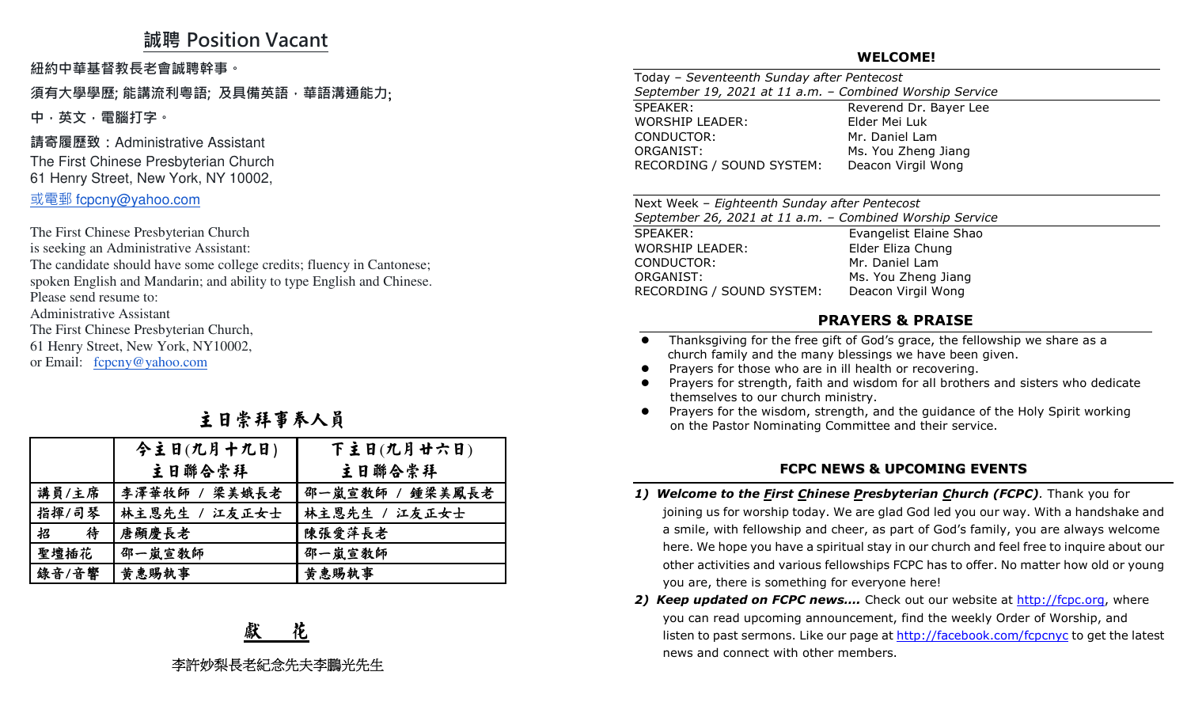## 誠聘 Position Vacant

紐約中華基督教長老會誠聘幹事。

須有大學學歷; 能講流利粵語; 及具備英語，華語溝通能力;

中，英文，電腦打字。

請寄履歷致：Administrative Assistant
The First Chinese Presbyterian Church
61 Henry Street, New York, NY 10002,

或電郵 fcpcny@yahoo.com

The First Chinese Presbyterian Church
is seeking an Administrative Assistant:
The candidate should have some college credits; fluency in Cantonese; spoken English and Mandarin; and ability to type English and Chinese.
Please send resume to:
Administrative Assistant
The First Chinese Presbyterian Church,
61 Henry Street, New York, NY10002,
or Email: fcpcny@yahoo.com

## 主日崇拜事奉人員

| | 今主日(九月十九日) 主日聯合崇拜 | 下主日(九月廿六日) 主日聯合崇拜 |
|---|---|---|
| 講員/主席 | 李澤華牧師 / 梁美娥長老 | 邵一嵐宣教師 / 鍾梁美鳳長老 |
| 指揮/司琴 | 林主恩先生 / 江友正女士 | 林主恩先生 / 江友正女士 |
| 招　　待 | 唐顯慶長老 | 陳張愛萍長老 |
| 聖壇插花 | 邵一嵐宣教師 | 邵一嵐宣教師 |
| 錄音/音響 | 黃惠賜執事 | 黃惠賜執事 |

## 獻　花

李許妙梨長老紀念先夫李鵬光先生

## WELCOME!

Today – *Seventeenth Sunday after Pentecost*
*September 19, 2021 at 11 a.m. – Combined Worship Service*

| | |
|---|---|
| SPEAKER: | Reverend Dr. Bayer Lee |
| WORSHIP LEADER: | Elder Mei Luk |
| CONDUCTOR: | Mr. Daniel Lam |
| ORGANIST: | Ms. You Zheng Jiang |
| RECORDING / SOUND SYSTEM: | Deacon Virgil Wong |

Next Week – *Eighteenth Sunday after Pentecost*
*September 26, 2021 at 11 a.m. – Combined Worship Service*

| | |
|---|---|
| SPEAKER: | Evangelist Elaine Shao |
| WORSHIP LEADER: | Elder Eliza Chung |
| CONDUCTOR: | Mr. Daniel Lam |
| ORGANIST: | Ms. You Zheng Jiang |
| RECORDING / SOUND SYSTEM: | Deacon Virgil Wong |

## PRAYERS & PRAISE

- Thanksgiving for the free gift of God's grace, the fellowship we share as a church family and the many blessings we have been given.
- Prayers for those who are in ill health or recovering.
- Prayers for strength, faith and wisdom for all brothers and sisters who dedicate themselves to our church ministry.
- Prayers for the wisdom, strength, and the guidance of the Holy Spirit working on the Pastor Nominating Committee and their service.

## FCPC NEWS & UPCOMING EVENTS

1) ***Welcome to the First Chinese Presbyterian Church (FCPC)***. Thank you for joining us for worship today. We are glad God led you our way. With a handshake and a smile, with fellowship and cheer, as part of God's family, you are always welcome here. We hope you have a spiritual stay in our church and feel free to inquire about our other activities and various fellowships FCPC has to offer. No matter how old or young you are, there is something for everyone here!
2) ***Keep updated on FCPC news....*** Check out our website at http://fcpc.org, where you can read upcoming announcement, find the weekly Order of Worship, and listen to past sermons. Like our page at http://facebook.com/fcpcnyc to get the latest news and connect with other members.